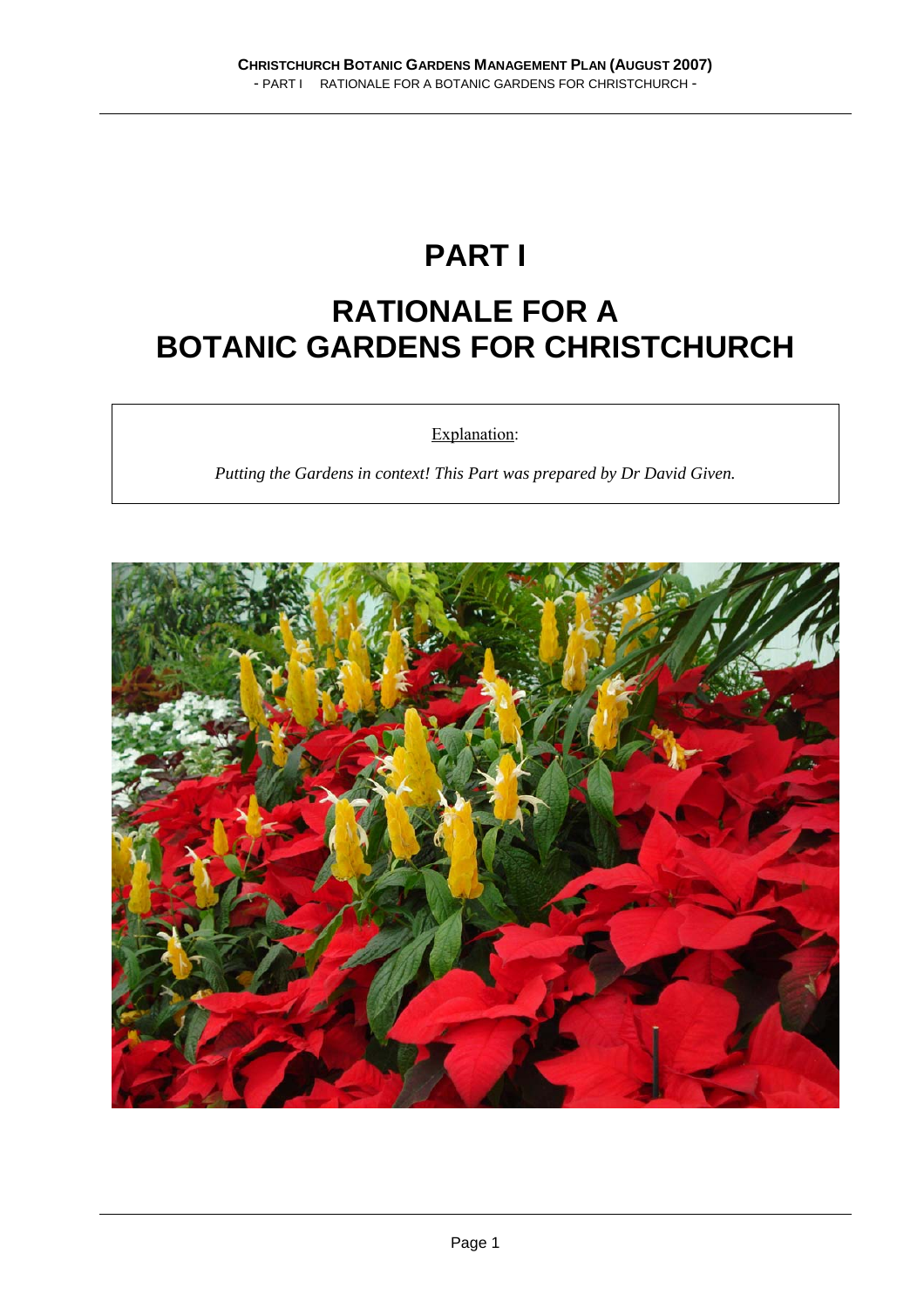# PART I

# RATIONALE FOR A BOTANIC GARDENS FOR CHRISTCHURCH

Explanation:

*Putting the Gardens in context! This Part was prepared by Dr David Given.*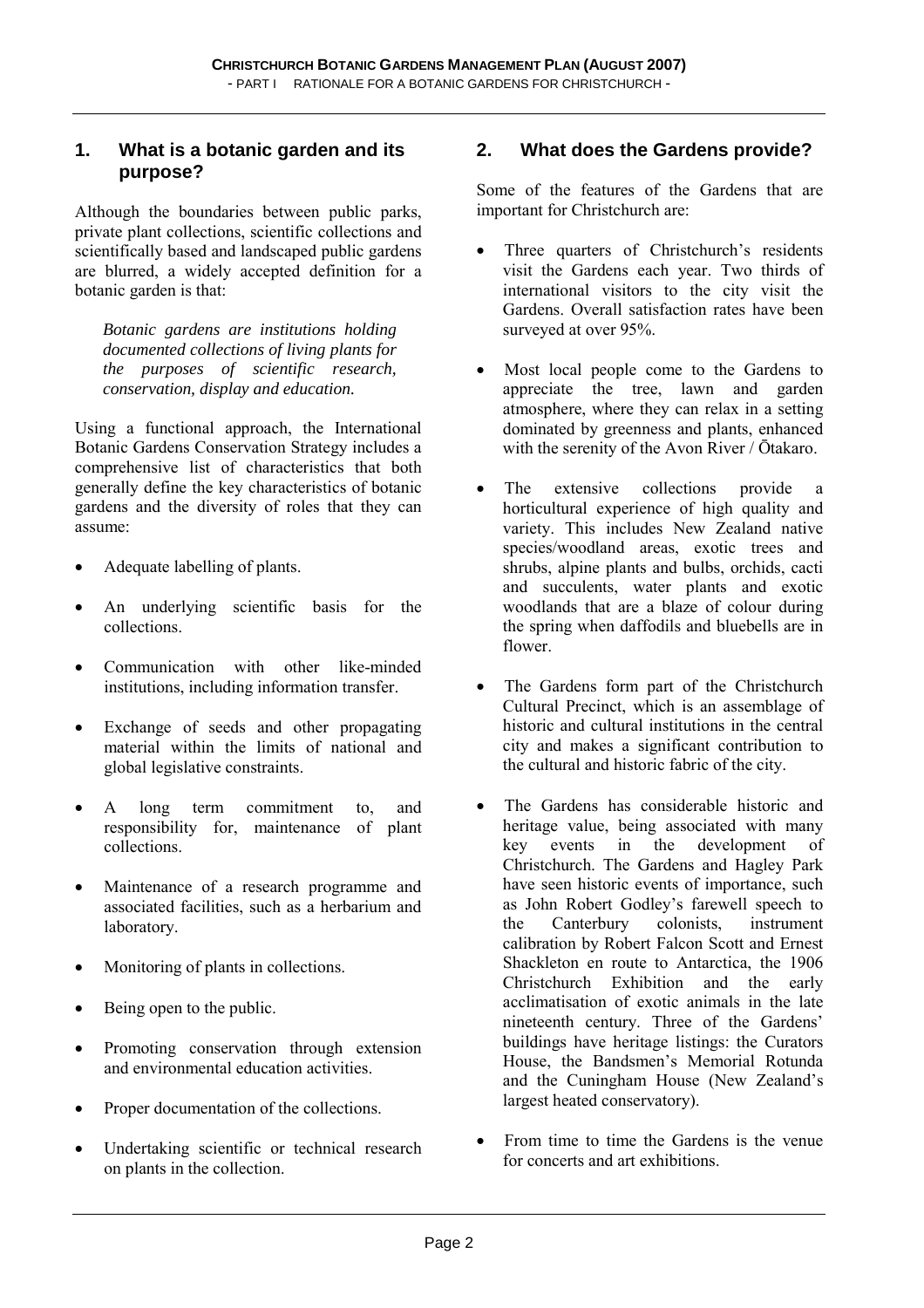## 1. What is a botanic garden and its purpose?

Although the boundaries between public parks, private plant collections, scientific collections and scientifically based and landscaped public gardens are blurred, a widely accepted definition for a botanic garden is that:

> *Botanic gardens are institutions holding documented collections of living plants for the purposes of scientific research, conservation, display and education.*

Using a functional approach, the International Botanic Gardens Conservation Strategy includes a comprehensive list of characteristics that both generally define the key characteristics of botanic gardens and the diversity of roles that they can assume:

- Adequate labelling of plants.
- An underlying scientific basis for the collections.
- Communication with other like-minded institutions, including information transfer.
- Exchange of seeds and other propagating material within the limits of national and global legislative constraints.
- A long term commitment to, and responsibility for, maintenance of plant collections.
- Maintenance of a research programme and associated facilities, such as a herbarium and laboratory.
- Monitoring of plants in collections.
- Being open to the public.
- Promoting conservation through extension and environmental education activities.
- Proper documentation of the collections.
- Undertaking scientific or technical research on plants in the collection.

## 2. What does the Gardens provide?

Some of the features of the Gardens that are important for Christchurch are:

- Three quarters of Christchurch's residents visit the Gardens each year. Two thirds of international visitors to the city visit the Gardens. Overall satisfaction rates have been surveyed at over 95%.
- Most local people come to the Gardens to appreciate the tree, lawn and garden atmosphere, where they can relax in a setting dominated by greenness and plants, enhanced with the serenity of the Avon River / Ōtakaro.
- The extensive collections provide a horticultural experience of high quality and variety. This includes New Zealand native species/woodland areas, exotic trees and shrubs, alpine plants and bulbs, orchids, cacti and succulents, water plants and exotic woodlands that are a blaze of colour during the spring when daffodils and bluebells are in flower.
- The Gardens form part of the Christchurch Cultural Precinct, which is an assemblage of historic and cultural institutions in the central city and makes a significant contribution to the cultural and historic fabric of the city.
- The Gardens has considerable historic and heritage value, being associated with many key events in the development of Christchurch. The Gardens and Hagley Park have seen historic events of importance, such as John Robert Godley's farewell speech to the Canterbury colonists, instrument calibration by Robert Falcon Scott and Ernest Shackleton en route to Antarctica, the 1906 Christchurch Exhibition and the early acclimatisation of exotic animals in the late nineteenth century. Three of the Gardens' buildings have heritage listings: the Curators House, the Bandsmen's Memorial Rotunda and the Cuningham House (New Zealand's largest heated conservatory).
- From time to time the Gardens is the venue for concerts and art exhibitions.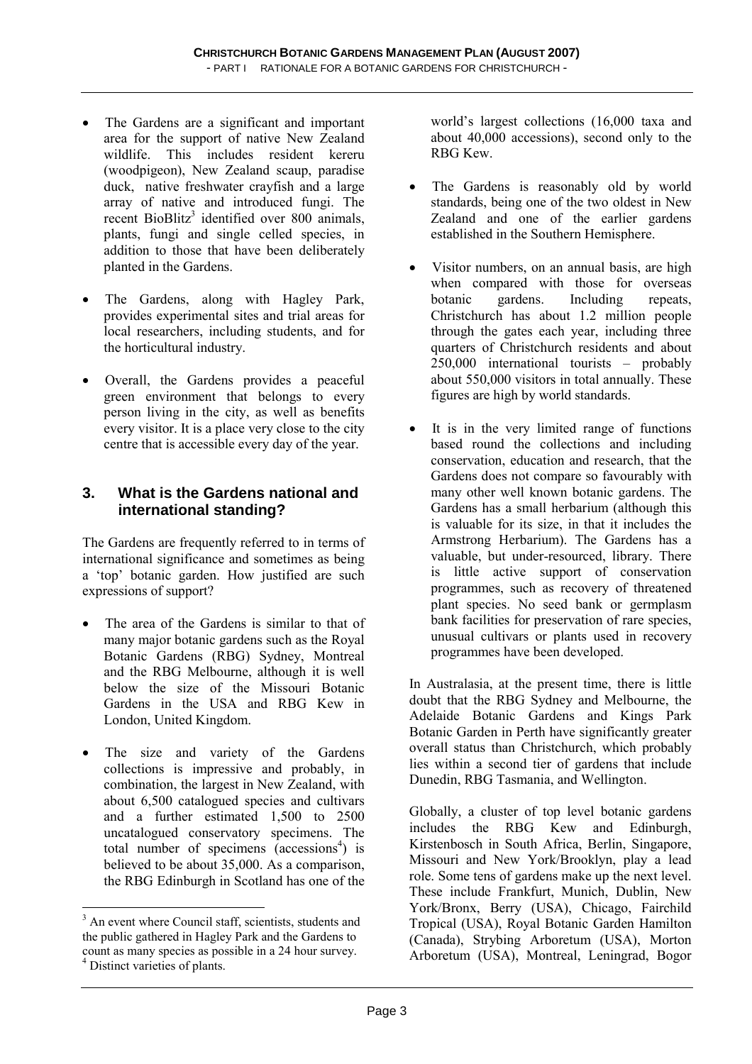- The Gardens are a significant and important area for the support of native New Zealand wildlife. This includes resident kereru (woodpigeon), New Zealand scaup, paradise duck, native freshwater crayfish and a large array of native and introduced fungi. The recent BioBlitz[3] identified over 800 animals, plants, fungi and single celled species, in addition to those that have been deliberately planted in the Gardens.

- The Gardens, along with Hagley Park, provides experimental sites and trial areas for local researchers, including students, and for the horticultural industry.

- Overall, the Gardens provides a peaceful green environment that belongs to every person living in the city, as well as benefits every visitor. It is a place very close to the city centre that is accessible every day of the year.

## 3. What is the Gardens national and international standing?

The Gardens are frequently referred to in terms of international significance and sometimes as being a 'top' botanic garden. How justified are such expressions of support?

- The area of the Gardens is similar to that of many major botanic gardens such as the Royal Botanic Gardens (RBG) Sydney, Montreal and the RBG Melbourne, although it is well below the size of the Missouri Botanic Gardens in the USA and RBG Kew in London, United Kingdom.

- The size and variety of the Gardens collections is impressive and probably, in combination, the largest in New Zealand, with about 6,500 catalogued species and cultivars and a further estimated 1,500 to 2500 uncatalogued conservatory specimens. The total number of specimens (accessions[4]) is believed to be about 35,000. As a comparison, the RBG Edinburgh in Scotland has one of the world's largest collections (16,000 taxa and about 40,000 accessions), second only to the RBG Kew.

- The Gardens is reasonably old by world standards, being one of the two oldest in New Zealand and one of the earlier gardens established in the Southern Hemisphere.

- Visitor numbers, on an annual basis, are high when compared with those for overseas botanic gardens. Including repeats, Christchurch has about 1.2 million people through the gates each year, including three quarters of Christchurch residents and about 250,000 international tourists – probably about 550,000 visitors in total annually. These figures are high by world standards.

- It is in the very limited range of functions based round the collections and including conservation, education and research, that the Gardens does not compare so favourably with many other well known botanic gardens. The Gardens has a small herbarium (although this is valuable for its size, in that it includes the Armstrong Herbarium). The Gardens has a valuable, but under-resourced, library. There is little active support of conservation programmes, such as recovery of threatened plant species. No seed bank or germplasm bank facilities for preservation of rare species, unusual cultivars or plants used in recovery programmes have been developed.

In Australasia, at the present time, there is little doubt that the RBG Sydney and Melbourne, the Adelaide Botanic Gardens and Kings Park Botanic Garden in Perth have significantly greater overall status than Christchurch, which probably lies within a second tier of gardens that include Dunedin, RBG Tasmania, and Wellington.

Globally, a cluster of top level botanic gardens includes the RBG Kew and Edinburgh, Kirstenbosch in South Africa, Berlin, Singapore, Missouri and New York/Brooklyn, play a lead role. Some tens of gardens make up the next level. These include Frankfurt, Munich, Dublin, New York/Bronx, Berry (USA), Chicago, Fairchild Tropical (USA), Royal Botanic Garden Hamilton (Canada), Strybing Arboretum (USA), Morton Arboretum (USA), Montreal, Leningrad, Bogor

---

[3] An event where Council staff, scientists, students and the public gathered in Hagley Park and the Gardens to count as many species as possible in a 24 hour survey.

[4] Distinct varieties of plants.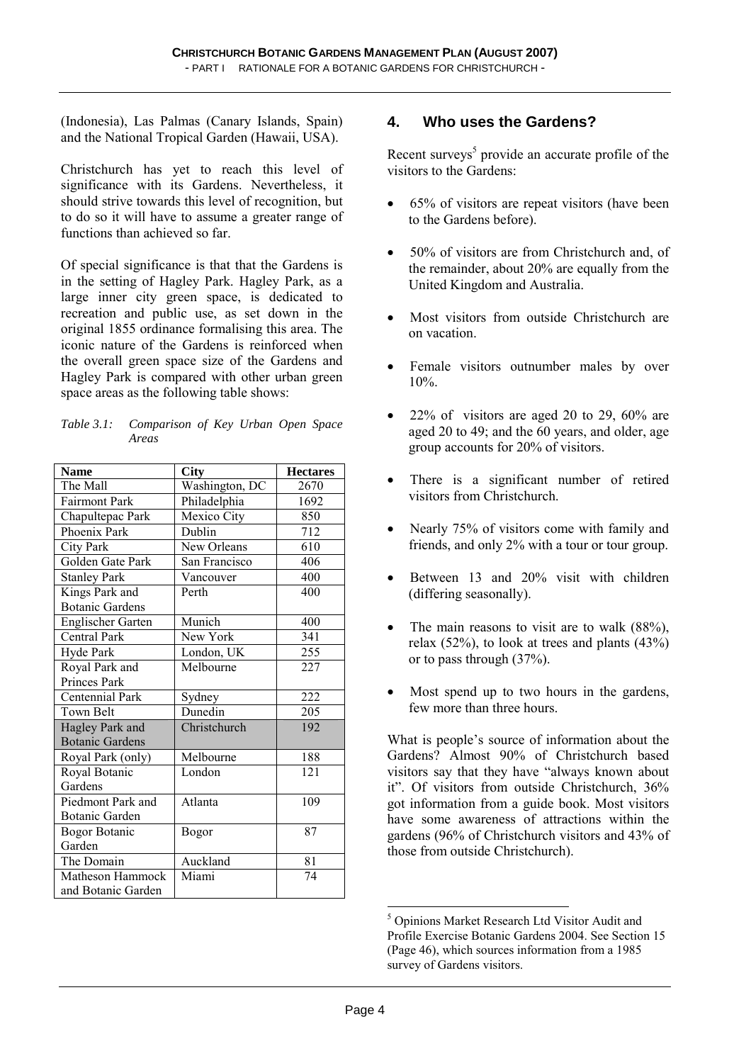(Indonesia), Las Palmas (Canary Islands, Spain) and the National Tropical Garden (Hawaii, USA).

Christchurch has yet to reach this level of significance with its Gardens. Nevertheless, it should strive towards this level of recognition, but to do so it will have to assume a greater range of functions than achieved so far.

Of special significance is that that the Gardens is in the setting of Hagley Park. Hagley Park, as a large inner city green space, is dedicated to recreation and public use, as set down in the original 1855 ordinance formalising this area. The iconic nature of the Gardens is reinforced when the overall green space size of the Gardens and Hagley Park is compared with other urban green space areas as the following table shows:

*Table 3.1: Comparison of Key Urban Open Space Areas*

| Name | City | Hectares |
|---|---|---|
| The Mall | Washington, DC | 2670 |
| Fairmont Park | Philadelphia | 1692 |
| Chapultepac Park | Mexico City | 850 |
| Phoenix Park | Dublin | 712 |
| City Park | New Orleans | 610 |
| Golden Gate Park | San Francisco | 406 |
| Stanley Park | Vancouver | 400 |
| Kings Park and Botanic Gardens | Perth | 400 |
| Englischer Garten | Munich | 400 |
| Central Park | New York | 341 |
| Hyde Park | London, UK | 255 |
| Royal Park and Princes Park | Melbourne | 227 |
| Centennial Park | Sydney | 222 |
| Town Belt | Dunedin | 205 |
| Hagley Park and Botanic Gardens | Christchurch | 192 |
| Royal Park (only) | Melbourne | 188 |
| Royal Botanic Gardens | London | 121 |
| Piedmont Park and Botanic Garden | Atlanta | 109 |
| Bogor Botanic Garden | Bogor | 87 |
| The Domain | Auckland | 81 |
| Matheson Hammock and Botanic Garden | Miami | 74 |

## 4. Who uses the Gardens?

Recent surveys[5] provide an accurate profile of the visitors to the Gardens:

- 65% of visitors are repeat visitors (have been to the Gardens before).
- 50% of visitors are from Christchurch and, of the remainder, about 20% are equally from the United Kingdom and Australia.
- Most visitors from outside Christchurch are on vacation.
- Female visitors outnumber males by over 10%.
- 22% of visitors are aged 20 to 29, 60% are aged 20 to 49; and the 60 years, and older, age group accounts for 20% of visitors.
- There is a significant number of retired visitors from Christchurch.
- Nearly 75% of visitors come with family and friends, and only 2% with a tour or tour group.
- Between 13 and 20% visit with children (differing seasonally).
- The main reasons to visit are to walk (88%), relax (52%), to look at trees and plants (43%) or to pass through (37%).
- Most spend up to two hours in the gardens, few more than three hours.

What is people's source of information about the Gardens? Almost 90% of Christchurch based visitors say that they have "always known about it". Of visitors from outside Christchurch, 36% got information from a guide book. Most visitors have some awareness of attractions within the gardens (96% of Christchurch visitors and 43% of those from outside Christchurch).

---

[5] Opinions Market Research Ltd Visitor Audit and Profile Exercise Botanic Gardens 2004. See Section 15 (Page 46), which sources information from a 1985 survey of Gardens visitors.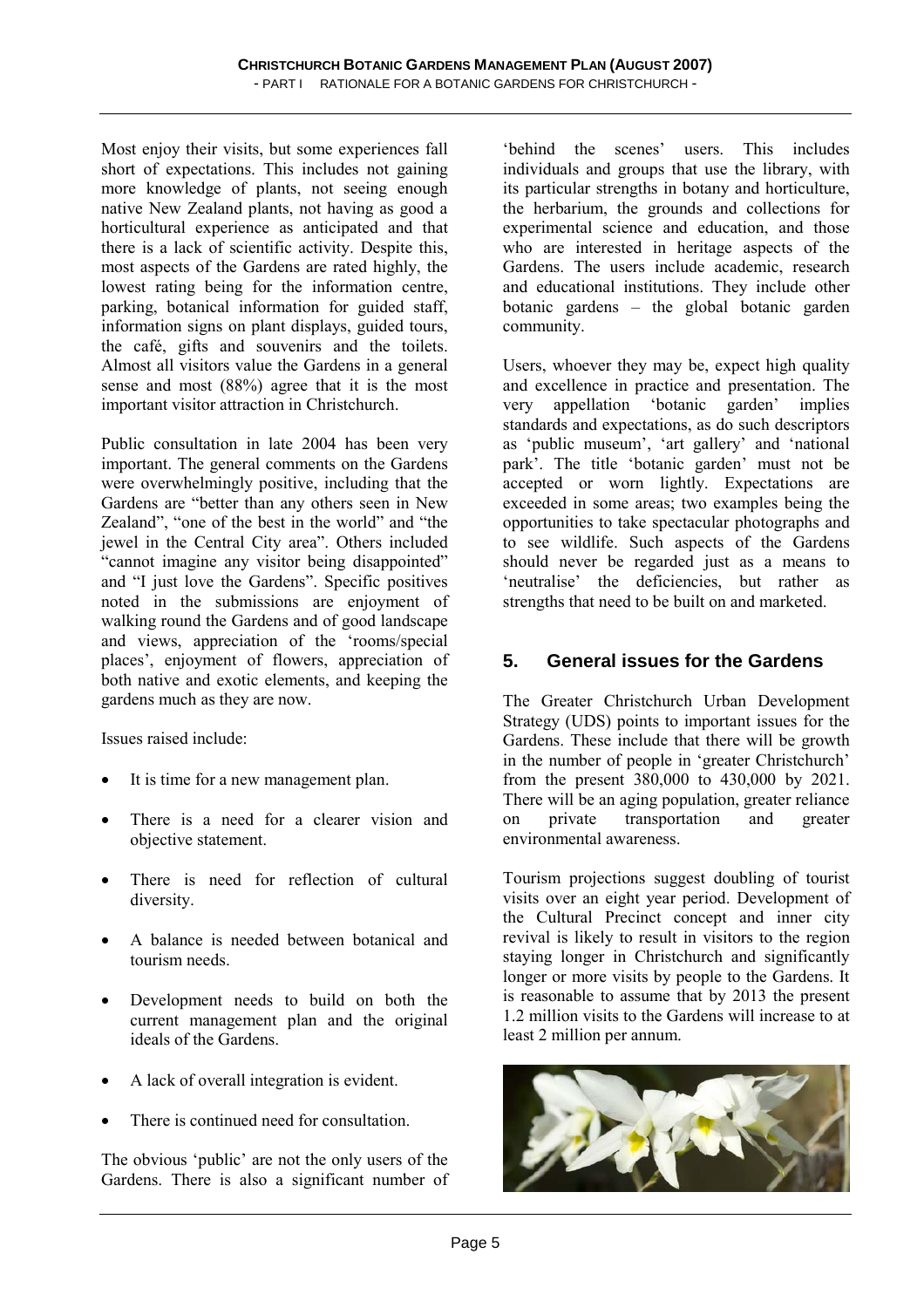Most enjoy their visits, but some experiences fall short of expectations. This includes not gaining more knowledge of plants, not seeing enough native New Zealand plants, not having as good a horticultural experience as anticipated and that there is a lack of scientific activity. Despite this, most aspects of the Gardens are rated highly, the lowest rating being for the information centre, parking, botanical information for guided staff, information signs on plant displays, guided tours, the café, gifts and souvenirs and the toilets. Almost all visitors value the Gardens in a general sense and most (88%) agree that it is the most important visitor attraction in Christchurch.

Public consultation in late 2004 has been very important. The general comments on the Gardens were overwhelmingly positive, including that the Gardens are "better than any others seen in New Zealand", "one of the best in the world" and "the jewel in the Central City area". Others included "cannot imagine any visitor being disappointed" and "I just love the Gardens". Specific positives noted in the submissions are enjoyment of walking round the Gardens and of good landscape and views, appreciation of the 'rooms/special places', enjoyment of flowers, appreciation of both native and exotic elements, and keeping the gardens much as they are now.

Issues raised include:

- It is time for a new management plan.
- There is a need for a clearer vision and objective statement.
- There is need for reflection of cultural diversity.
- A balance is needed between botanical and tourism needs.
- Development needs to build on both the current management plan and the original ideals of the Gardens.
- A lack of overall integration is evident.
- There is continued need for consultation.

The obvious 'public' are not the only users of the Gardens. There is also a significant number of 'behind the scenes' users. This includes individuals and groups that use the library, with its particular strengths in botany and horticulture, the herbarium, the grounds and collections for experimental science and education, and those who are interested in heritage aspects of the Gardens. The users include academic, research and educational institutions. They include other botanic gardens – the global botanic garden community.

Users, whoever they may be, expect high quality and excellence in practice and presentation. The very appellation 'botanic garden' implies standards and expectations, as do such descriptors as 'public museum', 'art gallery' and 'national park'. The title 'botanic garden' must not be accepted or worn lightly. Expectations are exceeded in some areas; two examples being the opportunities to take spectacular photographs and to see wildlife. Such aspects of the Gardens should never be regarded just as a means to 'neutralise' the deficiencies, but rather as strengths that need to be built on and marketed.

## 5. General issues for the Gardens

The Greater Christchurch Urban Development Strategy (UDS) points to important issues for the Gardens. These include that there will be growth in the number of people in 'greater Christchurch' from the present 380,000 to 430,000 by 2021. There will be an aging population, greater reliance on private transportation and greater environmental awareness.

Tourism projections suggest doubling of tourist visits over an eight year period. Development of the Cultural Precinct concept and inner city revival is likely to result in visitors to the region staying longer in Christchurch and significantly longer or more visits by people to the Gardens. It is reasonable to assume that by 2013 the present 1.2 million visits to the Gardens will increase to at least 2 million per annum.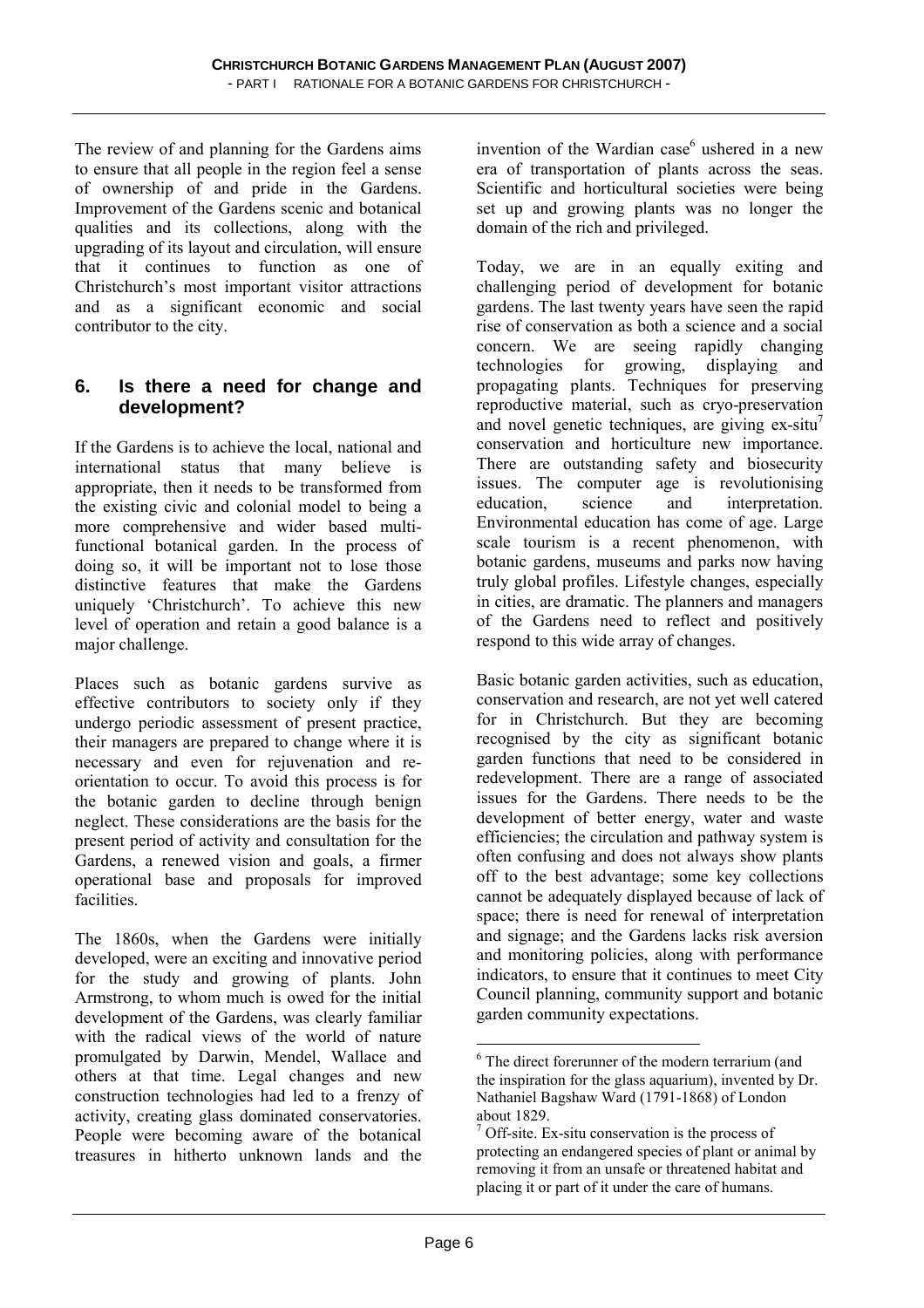The review of and planning for the Gardens aims to ensure that all people in the region feel a sense of ownership of and pride in the Gardens. Improvement of the Gardens scenic and botanical qualities and its collections, along with the upgrading of its layout and circulation, will ensure that it continues to function as one of Christchurch's most important visitor attractions and as a significant economic and social contributor to the city.

## 6. Is there a need for change and development?

If the Gardens is to achieve the local, national and international status that many believe is appropriate, then it needs to be transformed from the existing civic and colonial model to being a more comprehensive and wider based multi-functional botanical garden. In the process of doing so, it will be important not to lose those distinctive features that make the Gardens uniquely 'Christchurch'. To achieve this new level of operation and retain a good balance is a major challenge.

Places such as botanic gardens survive as effective contributors to society only if they undergo periodic assessment of present practice, their managers are prepared to change where it is necessary and even for rejuvenation and re-orientation to occur. To avoid this process is for the botanic garden to decline through benign neglect. These considerations are the basis for the present period of activity and consultation for the Gardens, a renewed vision and goals, a firmer operational base and proposals for improved facilities.

The 1860s, when the Gardens were initially developed, were an exciting and innovative period for the study and growing of plants. John Armstrong, to whom much is owed for the initial development of the Gardens, was clearly familiar with the radical views of the world of nature promulgated by Darwin, Mendel, Wallace and others at that time. Legal changes and new construction technologies had led to a frenzy of activity, creating glass dominated conservatories. People were becoming aware of the botanical treasures in hitherto unknown lands and the invention of the Wardian case[6] ushered in a new era of transportation of plants across the seas. Scientific and horticultural societies were being set up and growing plants was no longer the domain of the rich and privileged.

Today, we are in an equally exiting and challenging period of development for botanic gardens. The last twenty years have seen the rapid rise of conservation as both a science and a social concern. We are seeing rapidly changing technologies for growing, displaying and propagating plants. Techniques for preserving reproductive material, such as cryo-preservation and novel genetic techniques, are giving ex-situ[7] conservation and horticulture new importance. There are outstanding safety and biosecurity issues. The computer age is revolutionising education, science and interpretation. Environmental education has come of age. Large scale tourism is a recent phenomenon, with botanic gardens, museums and parks now having truly global profiles. Lifestyle changes, especially in cities, are dramatic. The planners and managers of the Gardens need to reflect and positively respond to this wide array of changes.

Basic botanic garden activities, such as education, conservation and research, are not yet well catered for in Christchurch. But they are becoming recognised by the city as significant botanic garden functions that need to be considered in redevelopment. There are a range of associated issues for the Gardens. There needs to be the development of better energy, water and waste efficiencies; the circulation and pathway system is often confusing and does not always show plants off to the best advantage; some key collections cannot be adequately displayed because of lack of space; there is need for renewal of interpretation and signage; and the Gardens lacks risk aversion and monitoring policies, along with performance indicators, to ensure that it continues to meet City Council planning, community support and botanic garden community expectations.

---

[6] The direct forerunner of the modern terrarium (and the inspiration for the glass aquarium), invented by Dr. Nathaniel Bagshaw Ward (1791-1868) of London about 1829.

[7] Off-site. Ex-situ conservation is the process of protecting an endangered species of plant or animal by removing it from an unsafe or threatened habitat and placing it or part of it under the care of humans.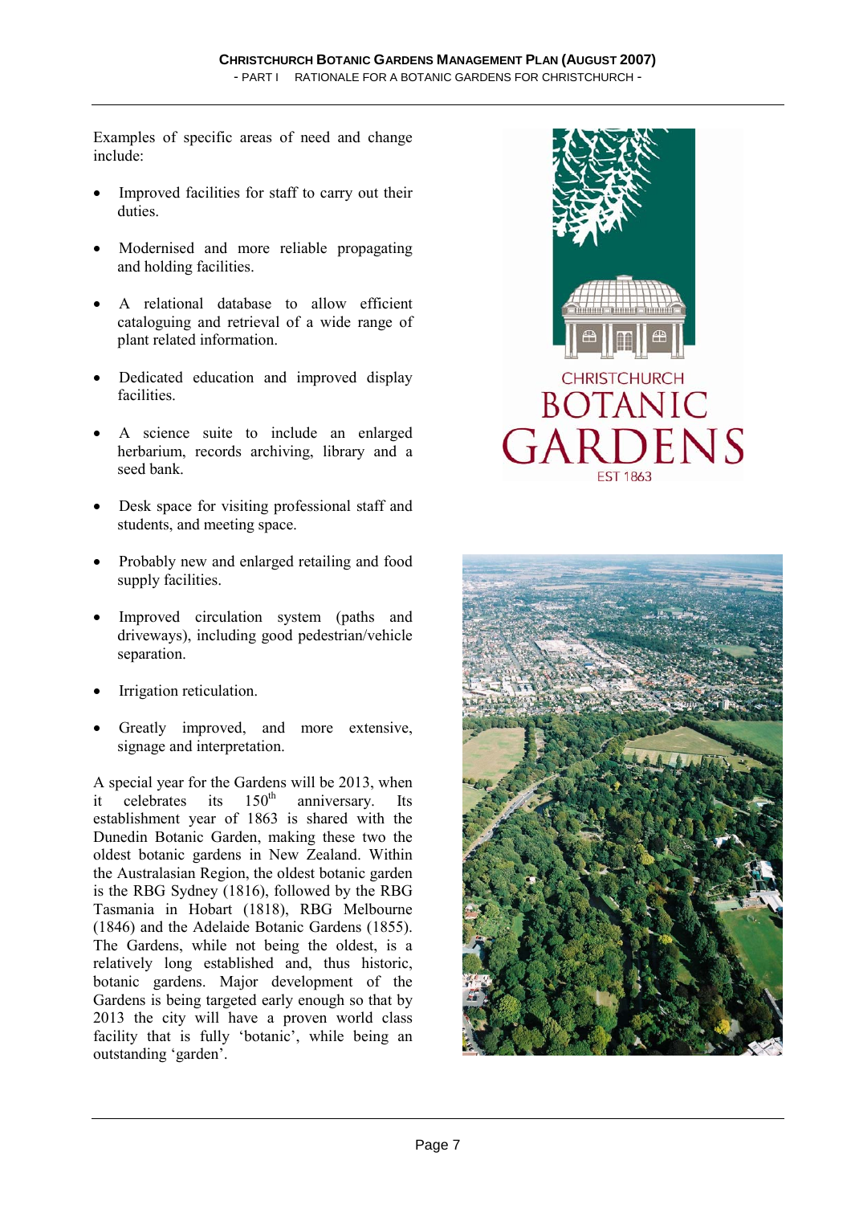Examples of specific areas of need and change include:

- Improved facilities for staff to carry out their duties.
- Modernised and more reliable propagating and holding facilities.
- A relational database to allow efficient cataloguing and retrieval of a wide range of plant related information.
- Dedicated education and improved display facilities.
- A science suite to include an enlarged herbarium, records archiving, library and a seed bank.
- Desk space for visiting professional staff and students, and meeting space.
- Probably new and enlarged retailing and food supply facilities.
- Improved circulation system (paths and driveways), including good pedestrian/vehicle separation.
- Irrigation reticulation.
- Greatly improved, and more extensive, signage and interpretation.

A special year for the Gardens will be 2013, when it celebrates its 150th anniversary. Its establishment year of 1863 is shared with the Dunedin Botanic Garden, making these two the oldest botanic gardens in New Zealand. Within the Australasian Region, the oldest botanic garden is the RBG Sydney (1816), followed by the RBG Tasmania in Hobart (1818), RBG Melbourne (1846) and the Adelaide Botanic Gardens (1855). The Gardens, while not being the oldest, is a relatively long established and, thus historic, botanic gardens. Major development of the Gardens is being targeted early enough so that by 2013 the city will have a proven world class facility that is fully 'botanic', while being an outstanding 'garden'.

CHRISTCHURCH BOTANIC GARDENS EST 1863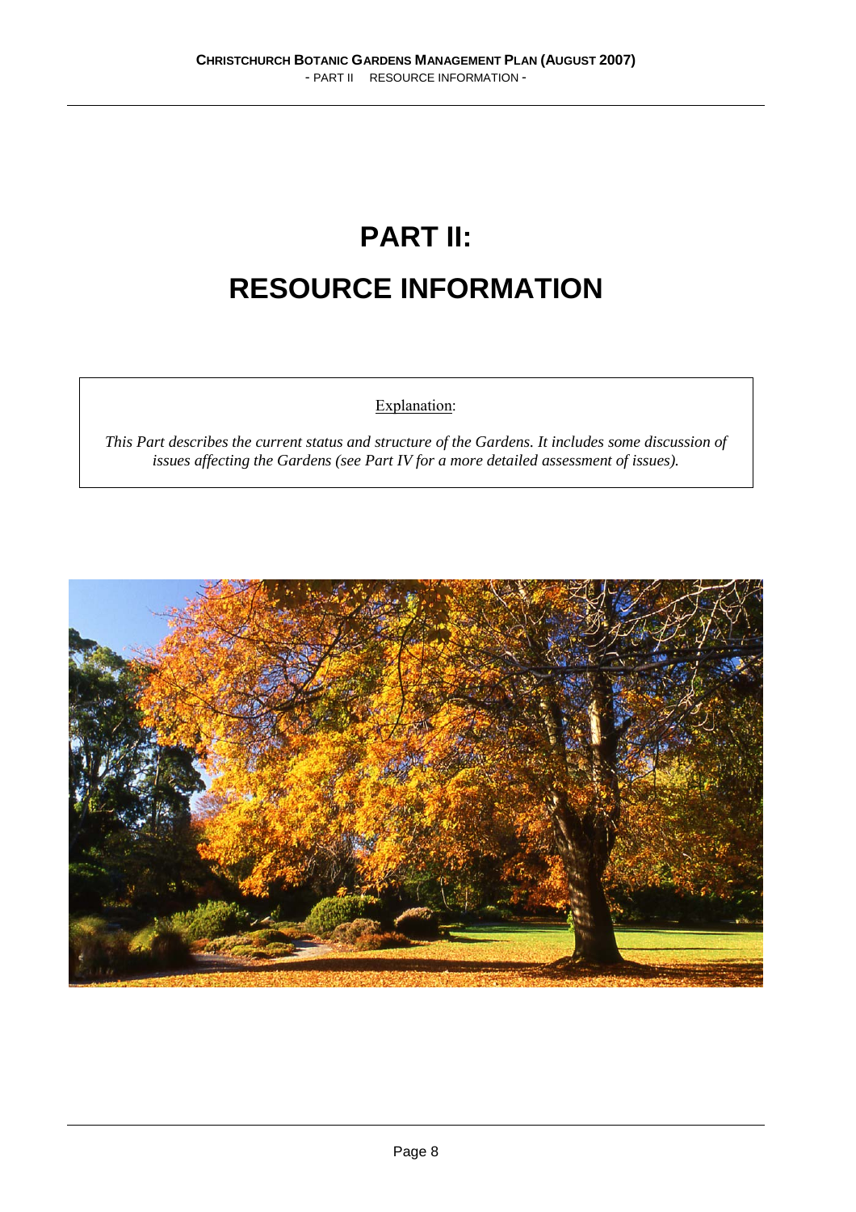# PART II:

# RESOURCE INFORMATION

Explanation:

*This Part describes the current status and structure of the Gardens. It includes some discussion of issues affecting the Gardens (see Part IV for a more detailed assessment of issues).*